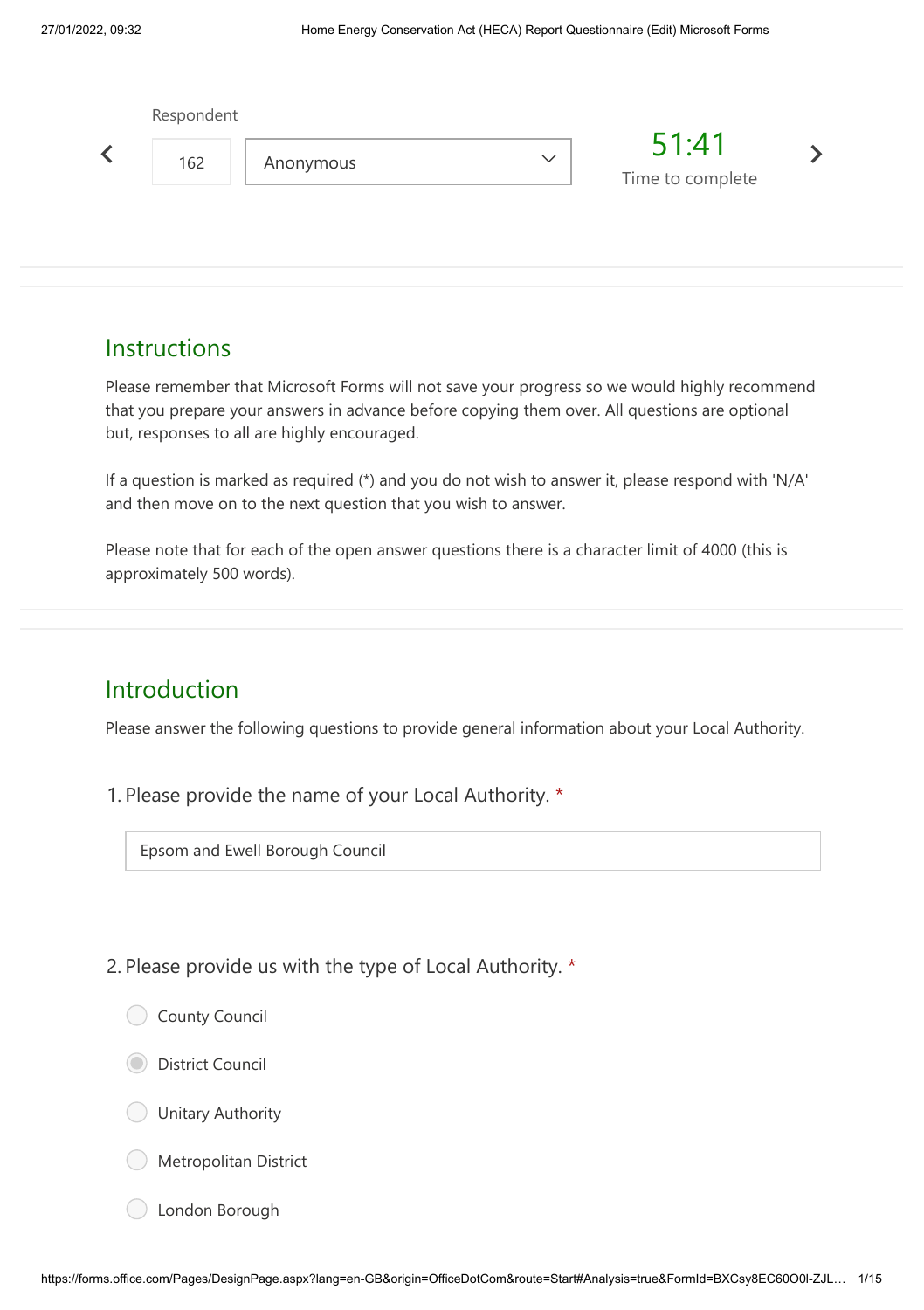Respondent

162 | Anonymous

51:41
Time to complete

## Instructions

Please remember that Microsoft Forms will not save your progress so we would highly recommend that you prepare your answers in advance before copying them over. All questions are optional but, responses to all are highly encouraged.

If a question is marked as required (*) and you do not wish to answer it, please respond with 'N/A' and then move on to the next question that you wish to answer.

Please note that for each of the open answer questions there is a character limit of 4000 (this is approximately 500 words).

## Introduction

Please answer the following questions to provide general information about your Local Authority.

1. Please provide the name of your Local Authority. *

Epsom and Ewell Borough Council

2. Please provide us with the type of Local Authority. *

- ○ County Council
- ◉ District Council
- ○ Unitary Authority
- ○ Metropolitan District
- ○ London Borough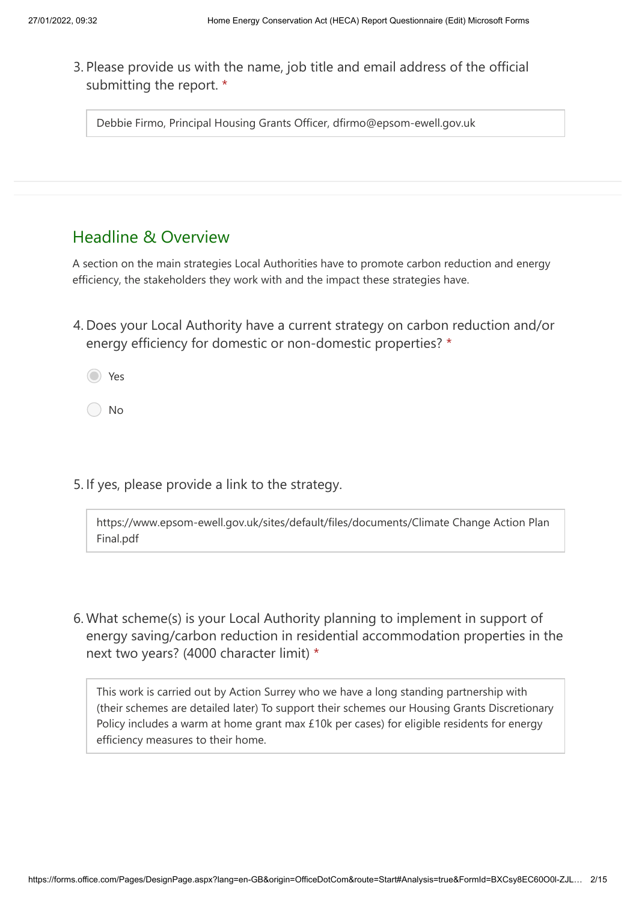3. Please provide us with the name, job title and email address of the official submitting the report. *

> Debbie Firmo, Principal Housing Grants Officer, dfirmo@epsom-ewell.gov.uk

## Headline & Overview

A section on the main strategies Local Authorities have to promote carbon reduction and energy efficiency, the stakeholders they work with and the impact these strategies have.

4. Does your Local Authority have a current strategy on carbon reduction and/or energy efficiency for domestic or non-domestic properties? *

- (●) Yes
- ( ) No

5. If yes, please provide a link to the strategy.

> https://www.epsom-ewell.gov.uk/sites/default/files/documents/Climate Change Action Plan Final.pdf

6. What scheme(s) is your Local Authority planning to implement in support of energy saving/carbon reduction in residential accommodation properties in the next two years? (4000 character limit) *

> This work is carried out by Action Surrey who we have a long standing partnership with (their schemes are detailed later) To support their schemes our Housing Grants Discretionary Policy includes a warm at home grant max £10k per cases) for eligible residents for energy efficiency measures to their home.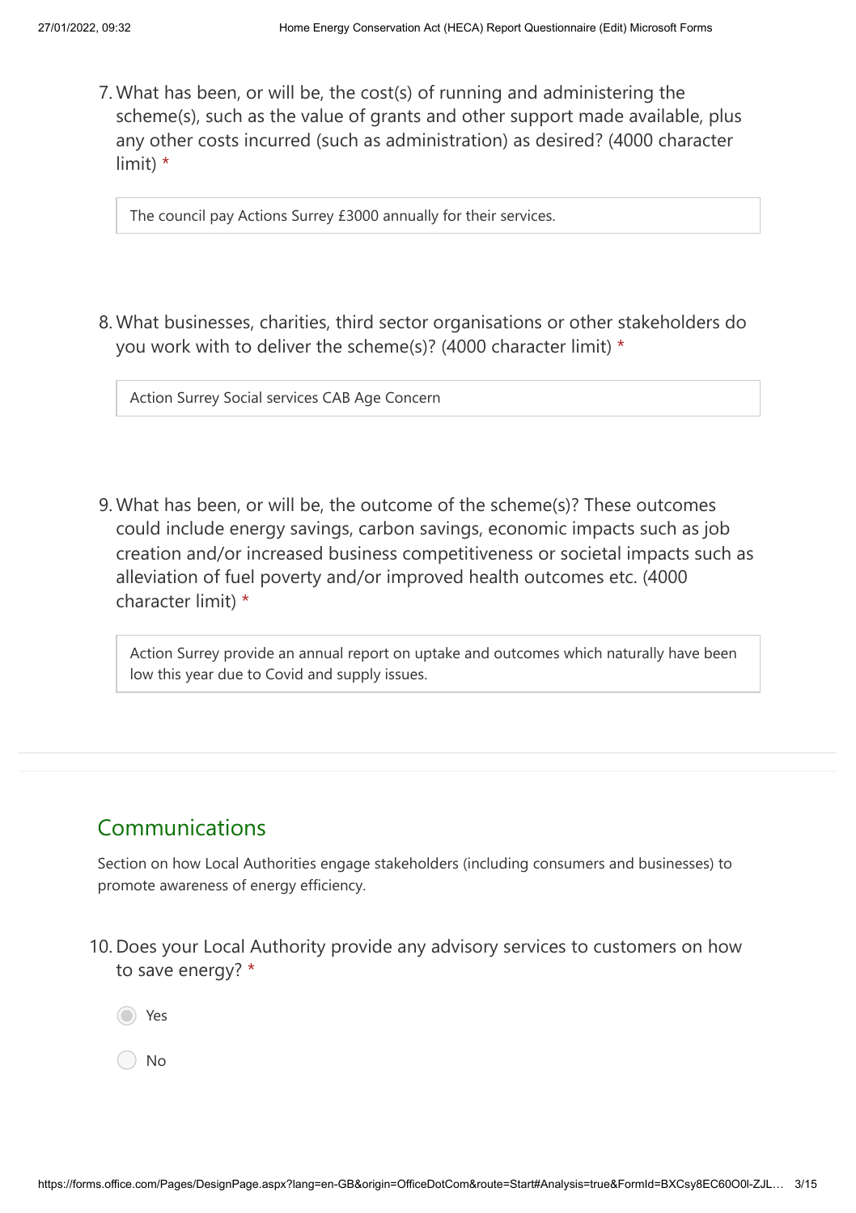7. What has been, or will be, the cost(s) of running and administering the scheme(s), such as the value of grants and other support made available, plus any other costs incurred (such as administration) as desired? (4000 character limit) *

   The council pay Actions Surrey £3000 annually for their services.

8. What businesses, charities, third sector organisations or other stakeholders do you work with to deliver the scheme(s)? (4000 character limit) *

   Action Surrey Social services CAB Age Concern

9. What has been, or will be, the outcome of the scheme(s)? These outcomes could include energy savings, carbon savings, economic impacts such as job creation and/or increased business competitiveness or societal impacts such as alleviation of fuel poverty and/or improved health outcomes etc. (4000 character limit) *

   Action Surrey provide an annual report on uptake and outcomes which naturally have been low this year due to Covid and supply issues.

## Communications

Section on how Local Authorities engage stakeholders (including consumers and businesses) to promote awareness of energy efficiency.

10. Does your Local Authority provide any advisory services to customers on how to save energy? *

    - (●) Yes
    - ( ) No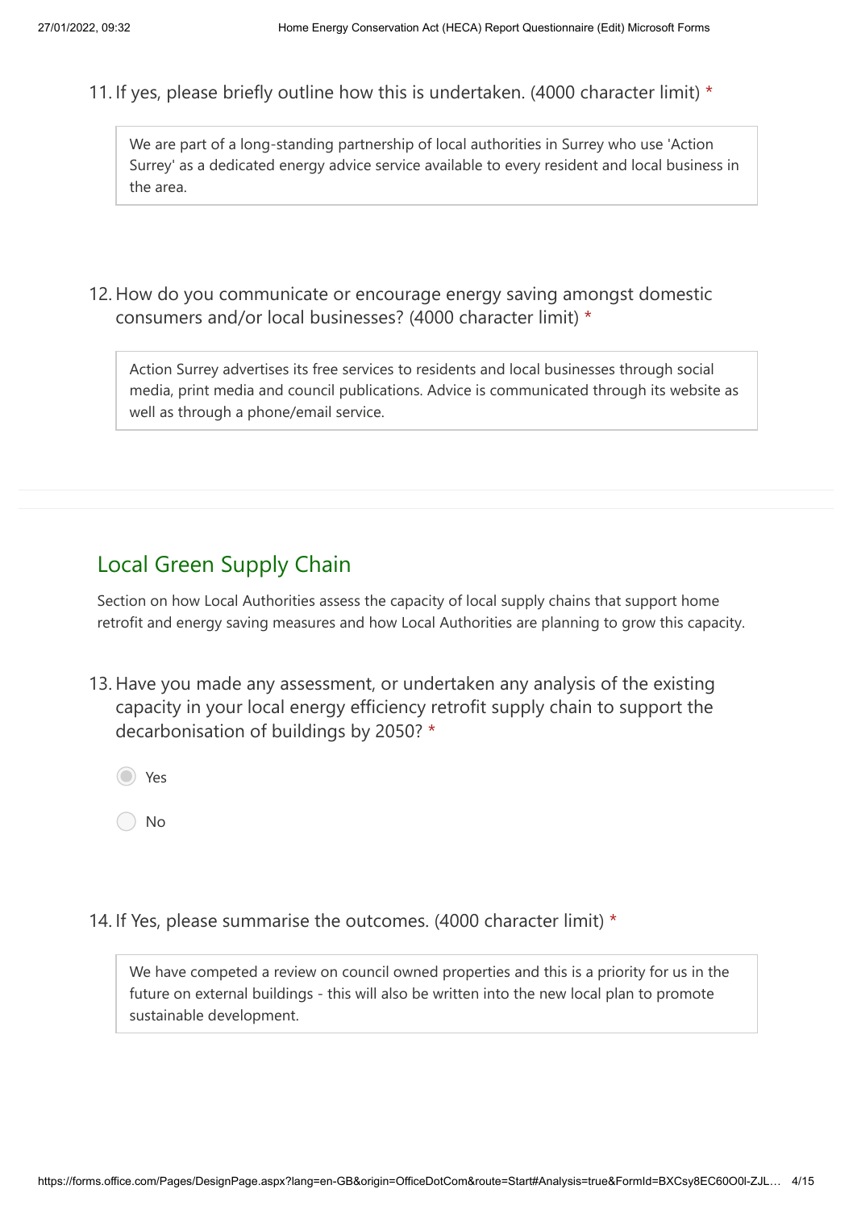11. If yes, please briefly outline how this is undertaken. (4000 character limit) *

> We are part of a long-standing partnership of local authorities in Surrey who use 'Action Surrey' as a dedicated energy advice service available to every resident and local business in the area.

12. How do you communicate or encourage energy saving amongst domestic consumers and/or local businesses? (4000 character limit) *

> Action Surrey advertises its free services to residents and local businesses through social media, print media and council publications. Advice is communicated through its website as well as through a phone/email service.

## Local Green Supply Chain

Section on how Local Authorities assess the capacity of local supply chains that support home retrofit and energy saving measures and how Local Authorities are planning to grow this capacity.

13. Have you made any assessment, or undertaken any analysis of the existing capacity in your local energy efficiency retrofit supply chain to support the decarbonisation of buildings by 2050? *

- (•) Yes
- ( ) No

14. If Yes, please summarise the outcomes. (4000 character limit) *

> We have competed a review on council owned properties and this is a priority for us in the future on external buildings - this will also be written into the new local plan to promote sustainable development.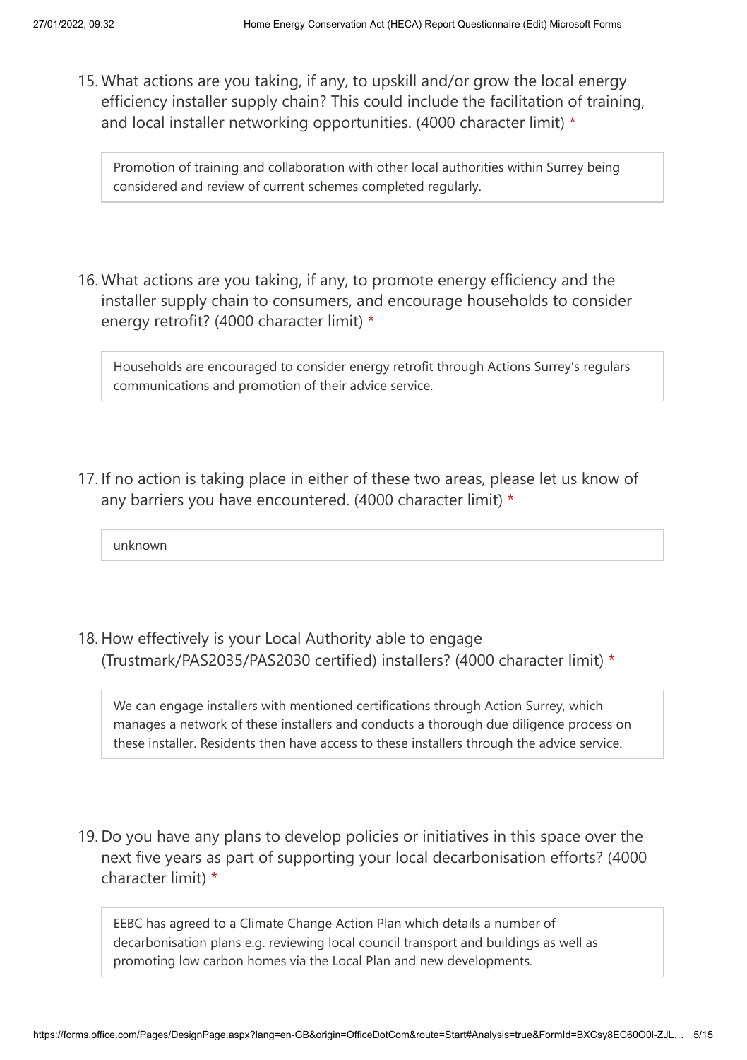15. What actions are you taking, if any, to upskill and/or grow the local energy efficiency installer supply chain? This could include the facilitation of training, and local installer networking opportunities. (4000 character limit) *

> Promotion of training and collaboration with other local authorities within Surrey being considered and review of current schemes completed regularly.

16. What actions are you taking, if any, to promote energy efficiency and the installer supply chain to consumers, and encourage households to consider energy retrofit? (4000 character limit) *

> Households are encouraged to consider energy retrofit through Actions Surrey's regulars communications and promotion of their advice service.

17. If no action is taking place in either of these two areas, please let us know of any barriers you have encountered. (4000 character limit) *

> unknown

18. How effectively is your Local Authority able to engage (Trustmark/PAS2035/PAS2030 certified) installers? (4000 character limit) *

> We can engage installers with mentioned certifications through Action Surrey, which manages a network of these installers and conducts a thorough due diligence process on these installer. Residents then have access to these installers through the advice service.

19. Do you have any plans to develop policies or initiatives in this space over the next five years as part of supporting your local decarbonisation efforts? (4000 character limit) *

> EEBC has agreed to a Climate Change Action Plan which details a number of decarbonisation plans e.g. reviewing local council transport and buildings as well as promoting low carbon homes via the Local Plan and new developments.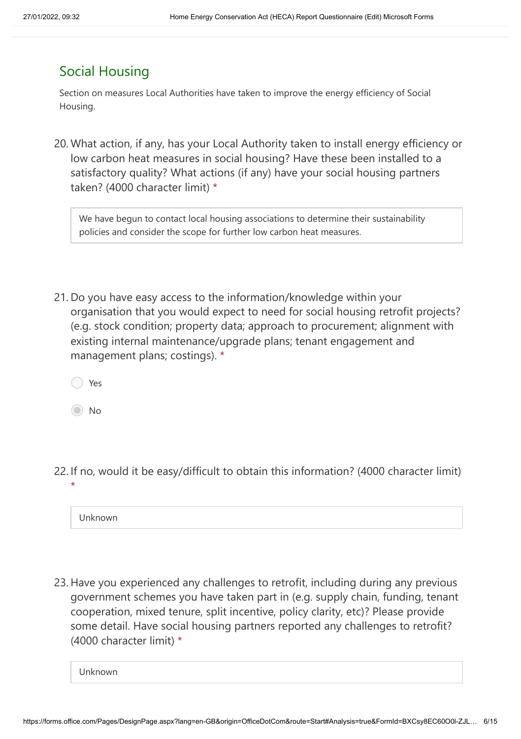## Social Housing

Section on measures Local Authorities have taken to improve the energy efficiency of Social Housing.

20. What action, if any, has your Local Authority taken to install energy efficiency or low carbon heat measures in social housing? Have these been installed to a satisfactory quality? What actions (if any) have your social housing partners taken? (4000 character limit) *

> We have begun to contact local housing associations to determine their sustainability policies and consider the scope for further low carbon heat measures.

21. Do you have easy access to the information/knowledge within your organisation that you would expect to need for social housing retrofit projects? (e.g. stock condition; property data; approach to procurement; alignment with existing internal maintenance/upgrade plans; tenant engagement and management plans; costings). *

- ○ Yes
- ◉ No

22. If no, would it be easy/difficult to obtain this information? (4000 character limit) *

> Unknown

23. Have you experienced any challenges to retrofit, including during any previous government schemes you have taken part in (e.g. supply chain, funding, tenant cooperation, mixed tenure, split incentive, policy clarity, etc)? Please provide some detail. Have social housing partners reported any challenges to retrofit? (4000 character limit) *

> Unknown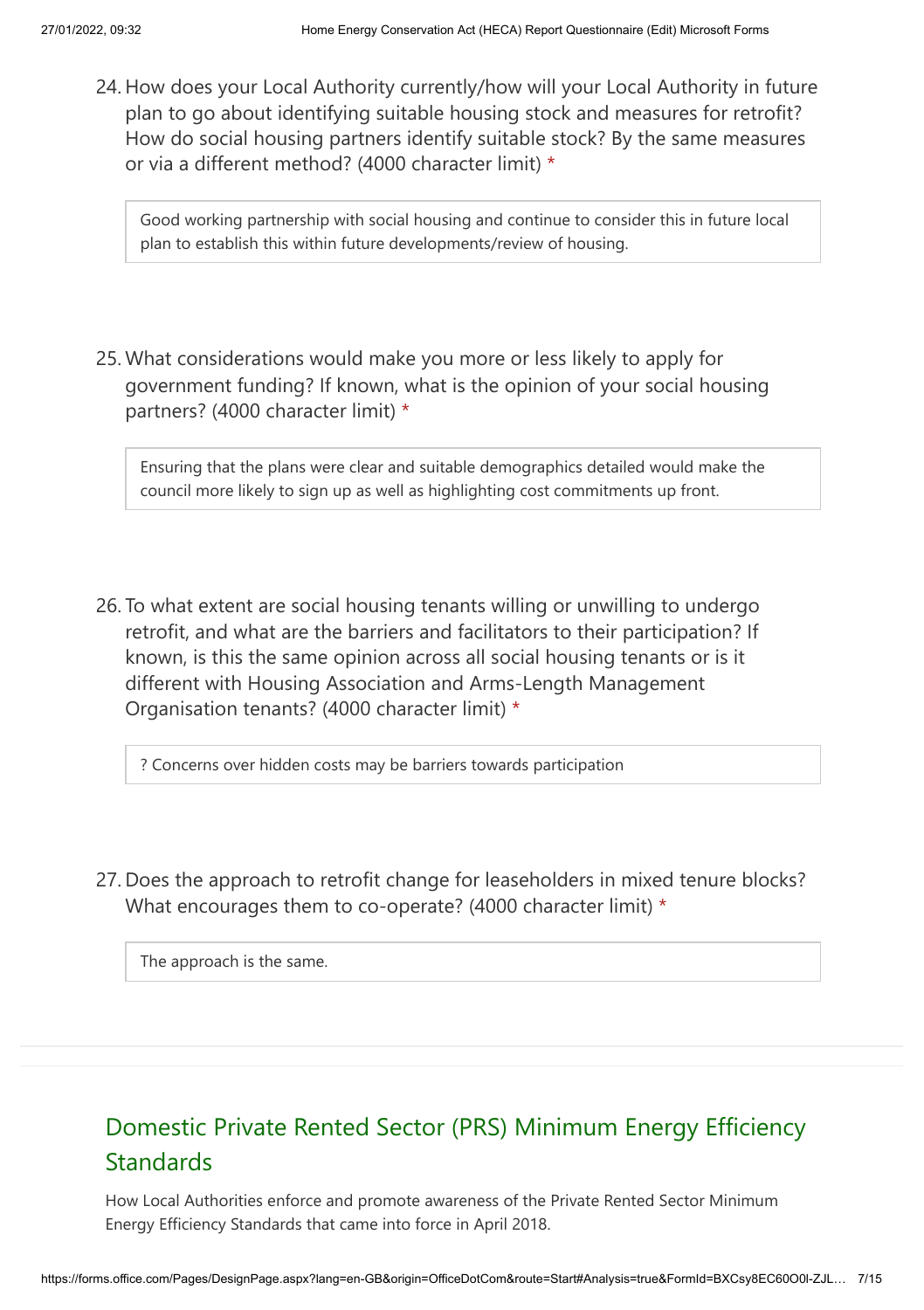24. How does your Local Authority currently/how will your Local Authority in future plan to go about identifying suitable housing stock and measures for retrofit? How do social housing partners identify suitable stock? By the same measures or via a different method? (4000 character limit) *

> Good working partnership with social housing and continue to consider this in future local plan to establish this within future developments/review of housing.

25. What considerations would make you more or less likely to apply for government funding? If known, what is the opinion of your social housing partners? (4000 character limit) *

> Ensuring that the plans were clear and suitable demographics detailed would make the council more likely to sign up as well as highlighting cost commitments up front.

26. To what extent are social housing tenants willing or unwilling to undergo retrofit, and what are the barriers and facilitators to their participation? If known, is this the same opinion across all social housing tenants or is it different with Housing Association and Arms-Length Management Organisation tenants? (4000 character limit) *

> ? Concerns over hidden costs may be barriers towards participation

27. Does the approach to retrofit change for leaseholders in mixed tenure blocks? What encourages them to co-operate? (4000 character limit) *

> The approach is the same.

## Domestic Private Rented Sector (PRS) Minimum Energy Efficiency Standards

How Local Authorities enforce and promote awareness of the Private Rented Sector Minimum Energy Efficiency Standards that came into force in April 2018.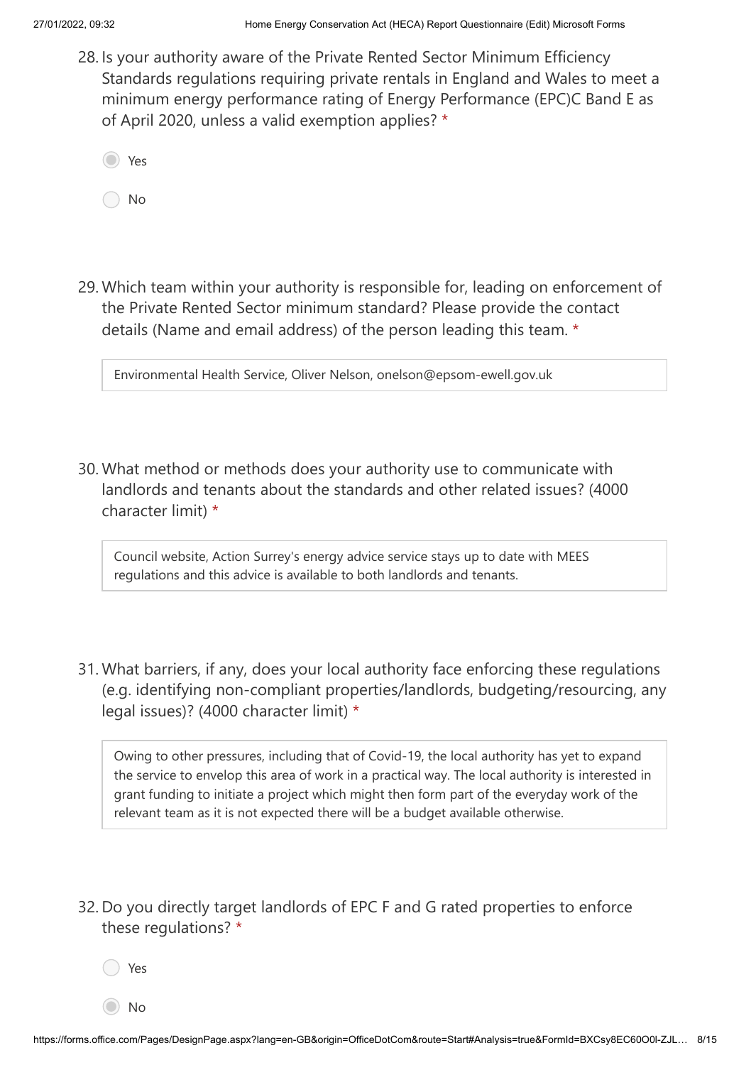28. Is your authority aware of the Private Rented Sector Minimum Efficiency Standards regulations requiring private rentals in England and Wales to meet a minimum energy performance rating of Energy Performance (EPC)C Band E as of April 2020, unless a valid exemption applies? *

- (●) Yes
- ( ) No

29. Which team within your authority is responsible for, leading on enforcement of the Private Rented Sector minimum standard? Please provide the contact details (Name and email address) of the person leading this team. *

> Environmental Health Service, Oliver Nelson, onelson@epsom-ewell.gov.uk

30. What method or methods does your authority use to communicate with landlords and tenants about the standards and other related issues? (4000 character limit) *

> Council website, Action Surrey's energy advice service stays up to date with MEES regulations and this advice is available to both landlords and tenants.

31. What barriers, if any, does your local authority face enforcing these regulations (e.g. identifying non-compliant properties/landlords, budgeting/resourcing, any legal issues)? (4000 character limit) *

> Owing to other pressures, including that of Covid-19, the local authority has yet to expand the service to envelop this area of work in a practical way. The local authority is interested in grant funding to initiate a project which might then form part of the everyday work of the relevant team as it is not expected there will be a budget available otherwise.

32. Do you directly target landlords of EPC F and G rated properties to enforce these regulations? *

- ( ) Yes
- (●) No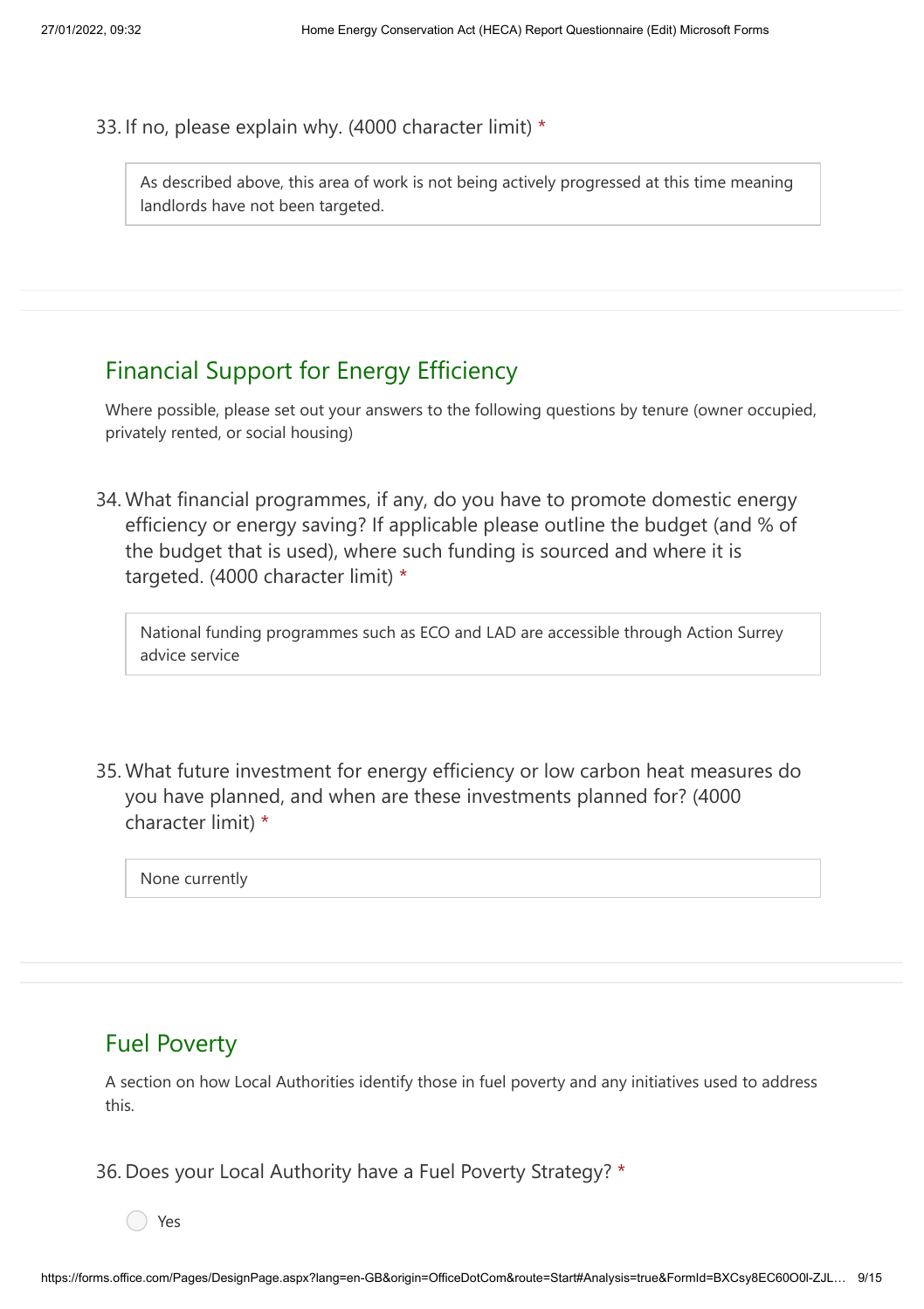33. If no, please explain why. (4000 character limit) *

> As described above, this area of work is not being actively progressed at this time meaning landlords have not been targeted.

## Financial Support for Energy Efficiency

Where possible, please set out your answers to the following questions by tenure (owner occupied, privately rented, or social housing)

34. What financial programmes, if any, do you have to promote domestic energy efficiency or energy saving? If applicable please outline the budget (and % of the budget that is used), where such funding is sourced and where it is targeted. (4000 character limit) *

> National funding programmes such as ECO and LAD are accessible through Action Surrey advice service

35. What future investment for energy efficiency or low carbon heat measures do you have planned, and when are these investments planned for? (4000 character limit) *

> None currently

## Fuel Poverty

A section on how Local Authorities identify those in fuel poverty and any initiatives used to address this.

36. Does your Local Authority have a Fuel Poverty Strategy? *

- ○ Yes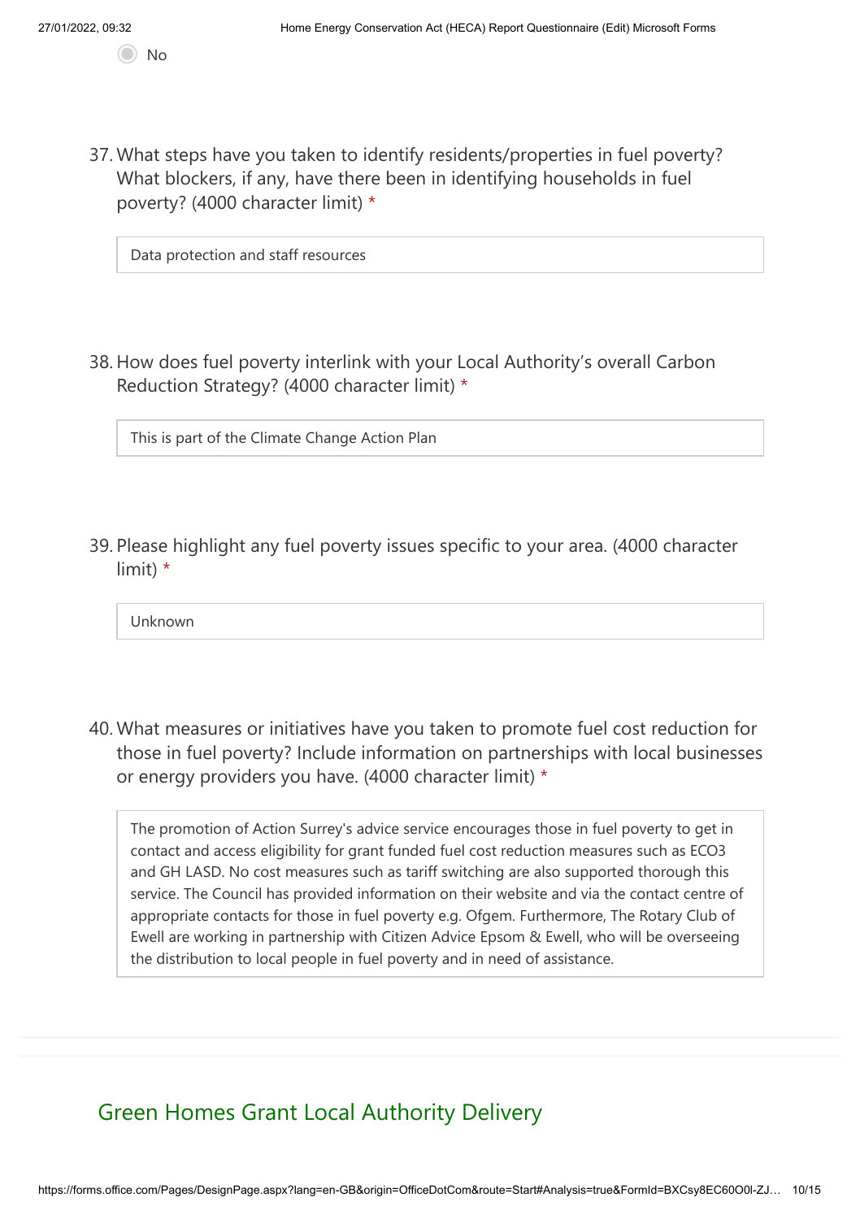- [ ] No

37. What steps have you taken to identify residents/properties in fuel poverty? What blockers, if any, have there been in identifying households in fuel poverty? (4000 character limit) *

> Data protection and staff resources

38. How does fuel poverty interlink with your Local Authority's overall Carbon Reduction Strategy? (4000 character limit) *

> This is part of the Climate Change Action Plan

39. Please highlight any fuel poverty issues specific to your area. (4000 character limit) *

> Unknown

40. What measures or initiatives have you taken to promote fuel cost reduction for those in fuel poverty? Include information on partnerships with local businesses or energy providers you have. (4000 character limit) *

> The promotion of Action Surrey's advice service encourages those in fuel poverty to get in contact and access eligibility for grant funded fuel cost reduction measures such as ECO3 and GH LASD. No cost measures such as tariff switching are also supported thorough this service. The Council has provided information on their website and via the contact centre of appropriate contacts for those in fuel poverty e.g. Ofgem. Furthermore, The Rotary Club of Ewell are working in partnership with Citizen Advice Epsom & Ewell, who will be overseeing the distribution to local people in fuel poverty and in need of assistance.

## Green Homes Grant Local Authority Delivery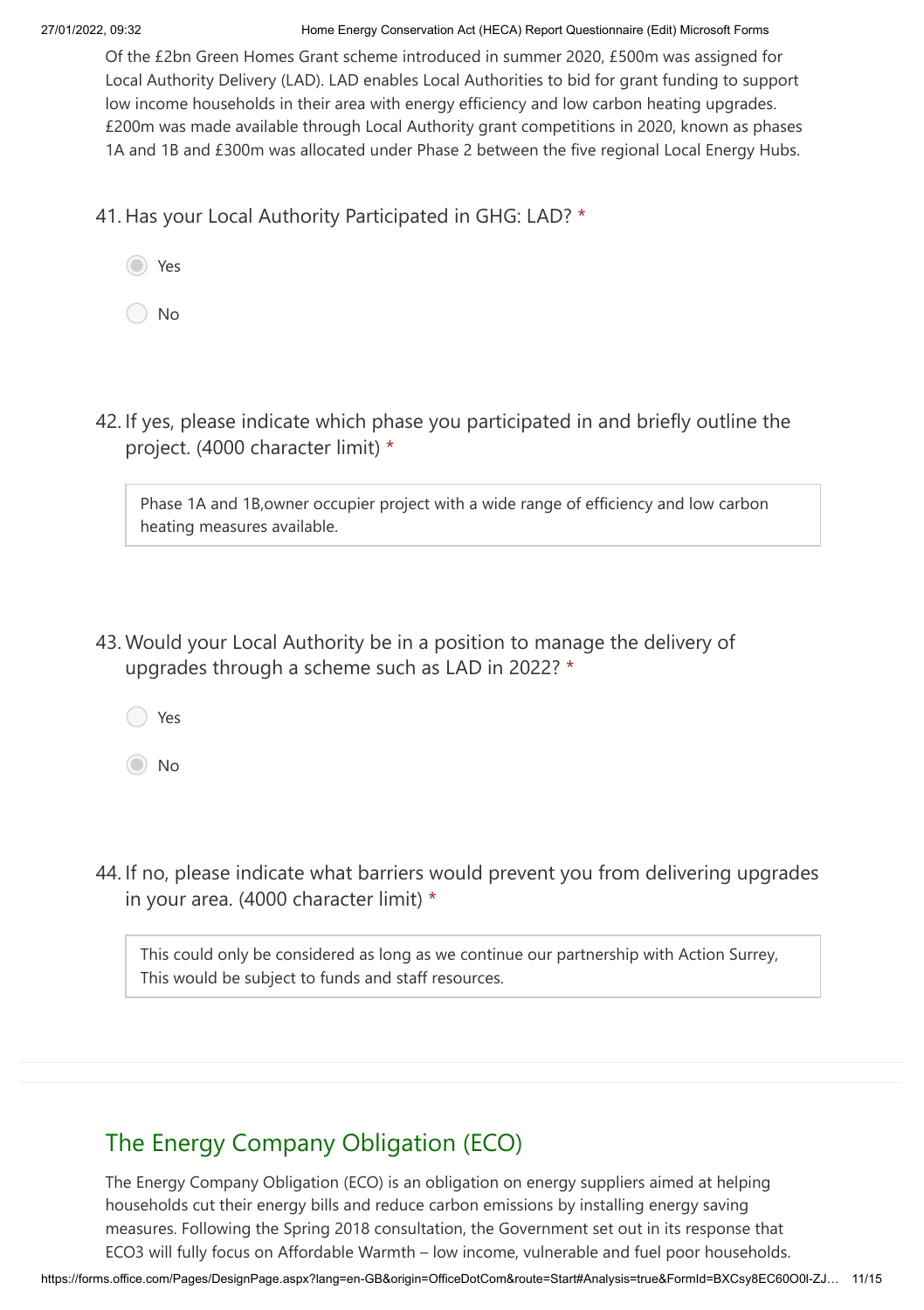Of the £2bn Green Homes Grant scheme introduced in summer 2020, £500m was assigned for Local Authority Delivery (LAD). LAD enables Local Authorities to bid for grant funding to support low income households in their area with energy efficiency and low carbon heating upgrades. £200m was made available through Local Authority grant competitions in 2020, known as phases 1A and 1B and £300m was allocated under Phase 2 between the five regional Local Energy Hubs.

41. Has your Local Authority Participated in GHG: LAD? *

- (selected) Yes
- No

42. If yes, please indicate which phase you participated in and briefly outline the project. (4000 character limit) *

> Phase 1A and 1B,owner occupier project with a wide range of efficiency and low carbon heating measures available.

43. Would your Local Authority be in a position to manage the delivery of upgrades through a scheme such as LAD in 2022? *

- Yes
- (selected) No

44. If no, please indicate what barriers would prevent you from delivering upgrades in your area. (4000 character limit) *

> This could only be considered as long as we continue our partnership with Action Surrey, This would be subject to funds and staff resources.

## The Energy Company Obligation (ECO)

The Energy Company Obligation (ECO) is an obligation on energy suppliers aimed at helping households cut their energy bills and reduce carbon emissions by installing energy saving measures. Following the Spring 2018 consultation, the Government set out in its response that ECO3 will fully focus on Affordable Warmth – low income, vulnerable and fuel poor households.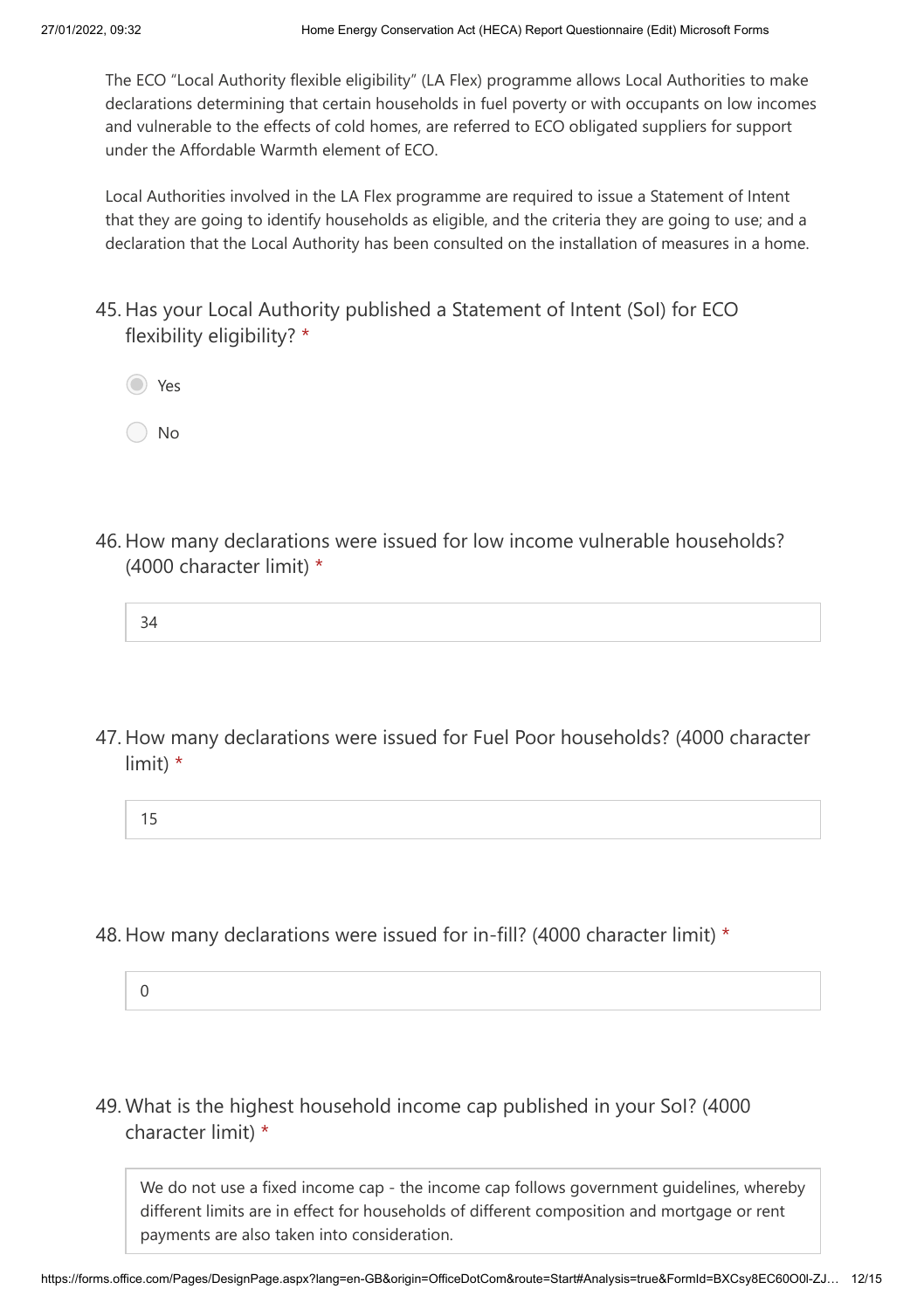The ECO "Local Authority flexible eligibility" (LA Flex) programme allows Local Authorities to make declarations determining that certain households in fuel poverty or with occupants on low incomes and vulnerable to the effects of cold homes, are referred to ECO obligated suppliers for support under the Affordable Warmth element of ECO.

Local Authorities involved in the LA Flex programme are required to issue a Statement of Intent that they are going to identify households as eligible, and the criteria they are going to use; and a declaration that the Local Authority has been consulted on the installation of measures in a home.

45. Has your Local Authority published a Statement of Intent (SoI) for ECO flexibility eligibility? *

- (●) Yes
- ( ) No

46. How many declarations were issued for low income vulnerable households? (4000 character limit) *

34

47. How many declarations were issued for Fuel Poor households? (4000 character limit) *

15

48. How many declarations were issued for in-fill? (4000 character limit) *

0

49. What is the highest household income cap published in your SoI? (4000 character limit) *

We do not use a fixed income cap - the income cap follows government guidelines, whereby different limits are in effect for households of different composition and mortgage or rent payments are also taken into consideration.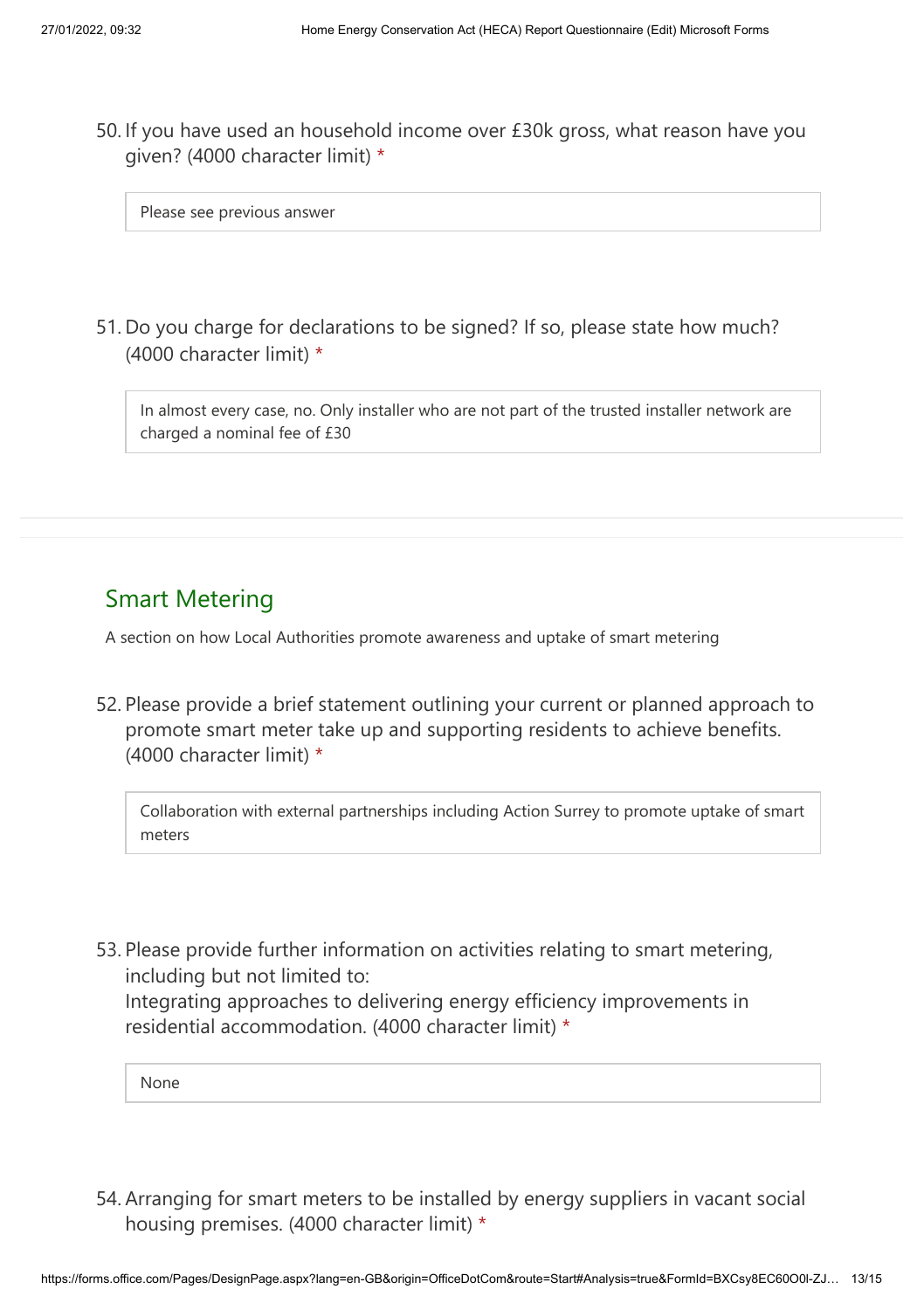50. If you have used an household income over £30k gross, what reason have you given? (4000 character limit) *

> Please see previous answer

51. Do you charge for declarations to be signed? If so, please state how much? (4000 character limit) *

> In almost every case, no. Only installer who are not part of the trusted installer network are charged a nominal fee of £30

## Smart Metering

A section on how Local Authorities promote awareness and uptake of smart metering

52. Please provide a brief statement outlining your current or planned approach to promote smart meter take up and supporting residents to achieve benefits. (4000 character limit) *

> Collaboration with external partnerships including Action Surrey to promote uptake of smart meters

53. Please provide further information on activities relating to smart metering, including but not limited to:
Integrating approaches to delivering energy efficiency improvements in residential accommodation. (4000 character limit) *

> None

54. Arranging for smart meters to be installed by energy suppliers in vacant social housing premises. (4000 character limit) *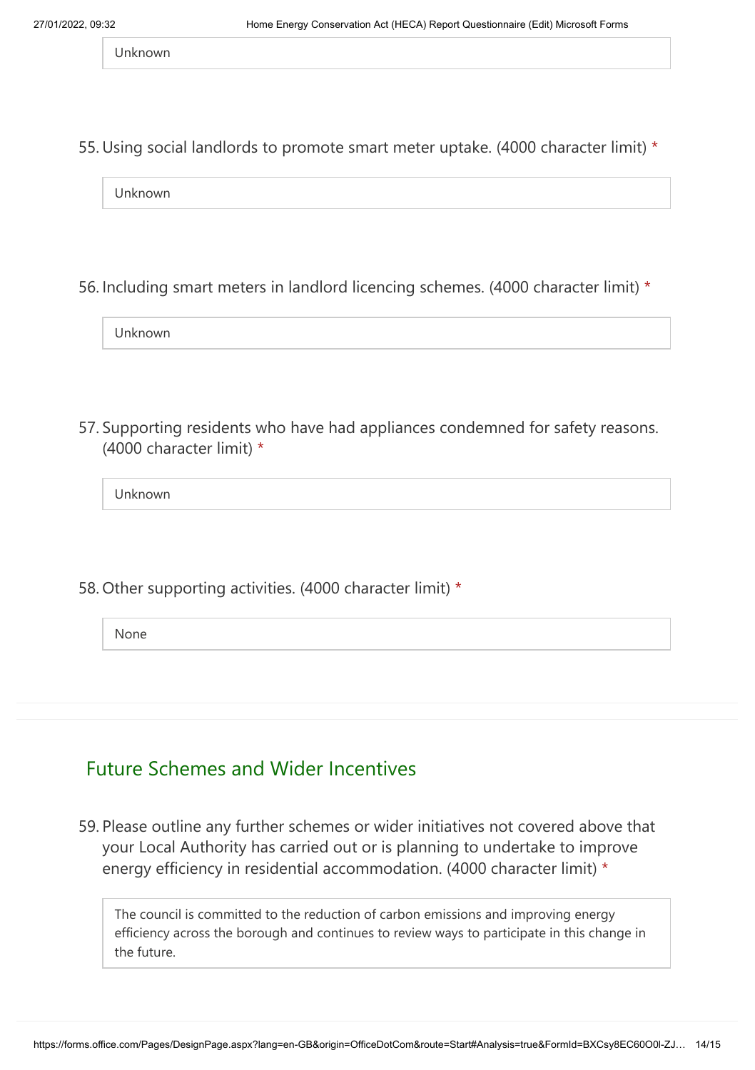Unknown

55. Using social landlords to promote smart meter uptake. (4000 character limit) *

Unknown

56. Including smart meters in landlord licencing schemes. (4000 character limit) *

Unknown

57. Supporting residents who have had appliances condemned for safety reasons. (4000 character limit) *

Unknown

58. Other supporting activities. (4000 character limit) *

None

## Future Schemes and Wider Incentives

59. Please outline any further schemes or wider initiatives not covered above that your Local Authority has carried out or is planning to undertake to improve energy efficiency in residential accommodation. (4000 character limit) *

The council is committed to the reduction of carbon emissions and improving energy efficiency across the borough and continues to review ways to participate in this change in the future.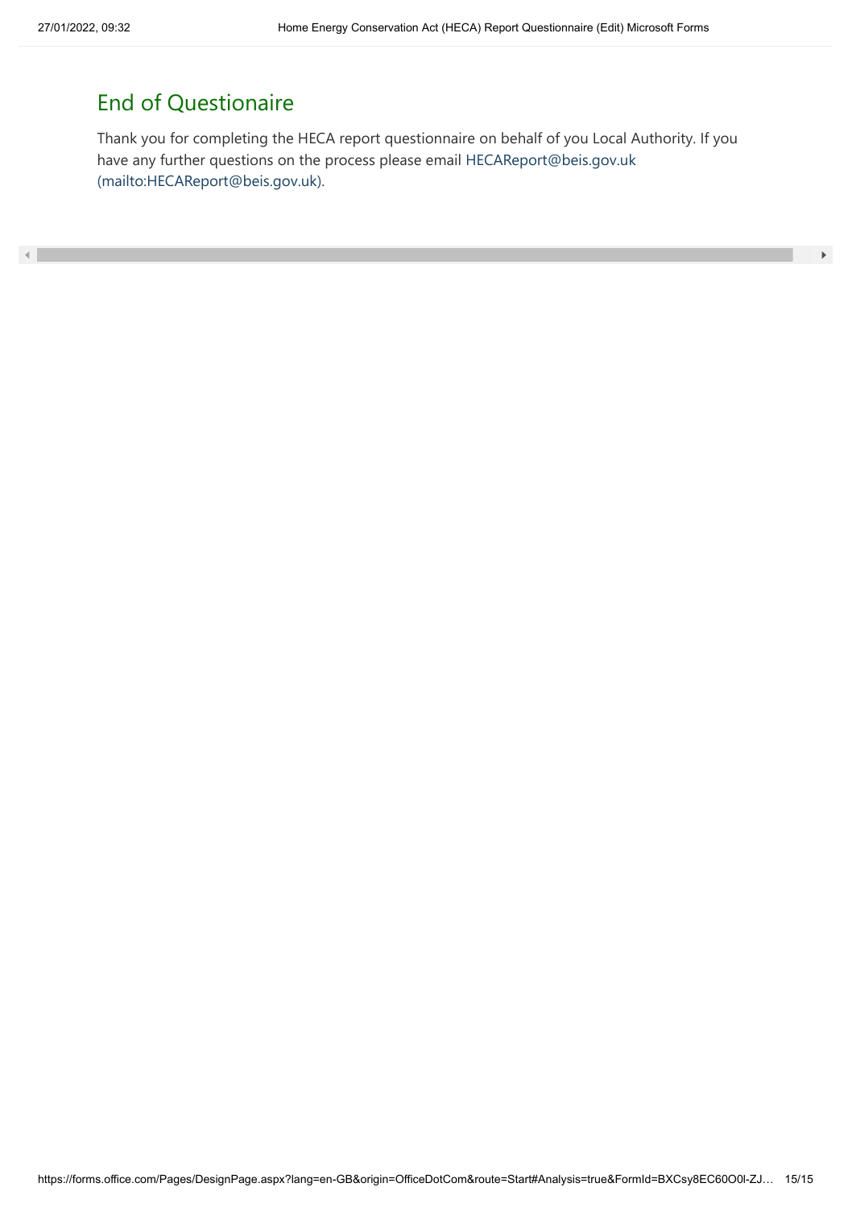## End of Questionaire

Thank you for completing the HECA report questionnaire on behalf of you Local Authority. If you have any further questions on the process please email HECAReport@beis.gov.uk (mailto:HECAReport@beis.gov.uk).